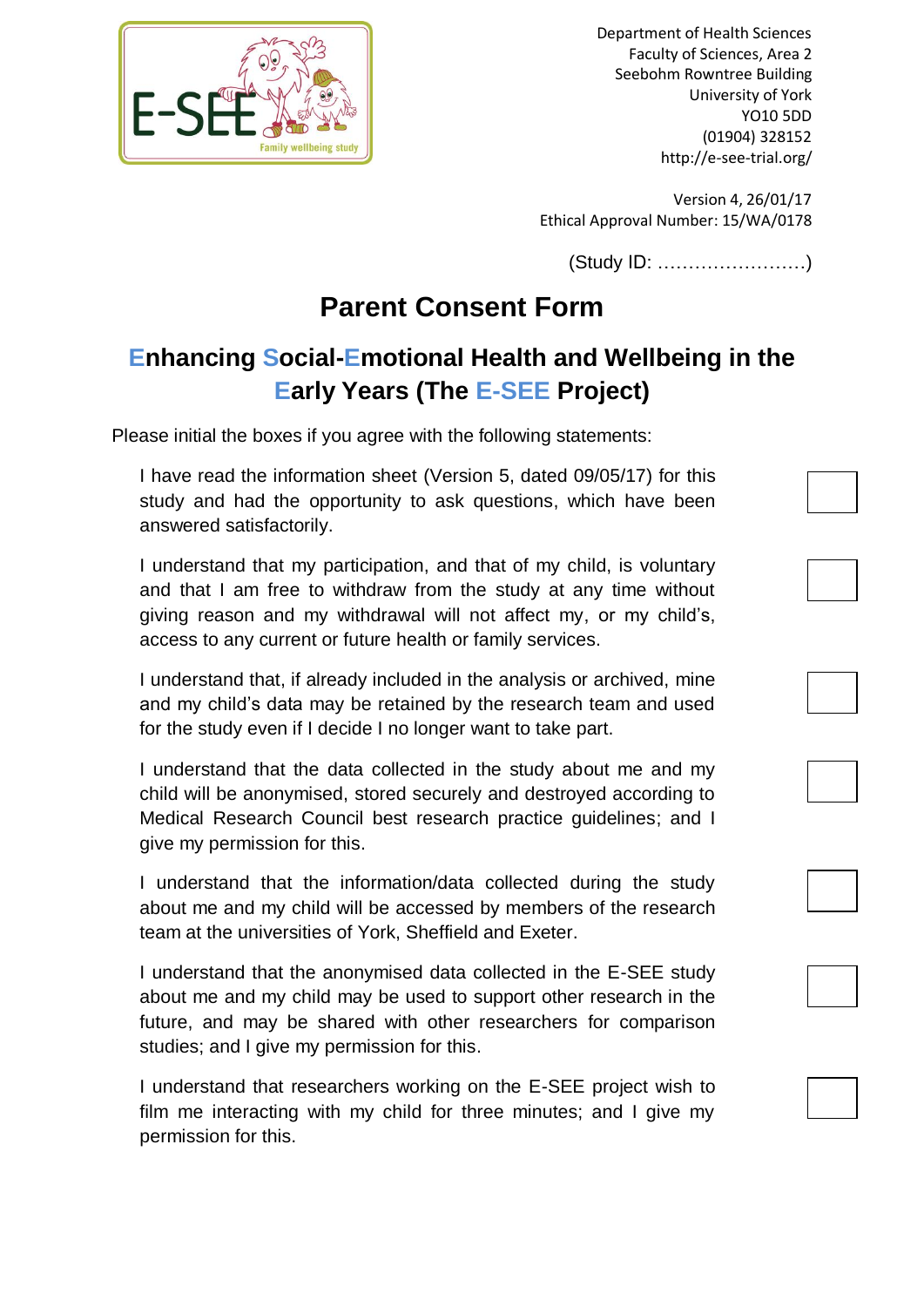Department of Health Sciences
Faculty of Sciences, Area 2
Seebohm Rowntree Building
University of York
YO10 5DD
(01904) 328152
http://e-see-trial.org/

Version 4, 26/01/17
Ethical Approval Number: 15/WA/0178

(Study ID: ……………………)

# Parent Consent Form

## Enhancing Social-Emotional Health and Wellbeing in the Early Years (The E-SEE Project)

Please initial the boxes if you agree with the following statements:

| Statement | Initial |
| --- | --- |
| I have read the information sheet (Version 5, dated 09/05/17) for this study and had the opportunity to ask questions, which have been answered satisfactorily. | ☐ |
| I understand that my participation, and that of my child, is voluntary and that I am free to withdraw from the study at any time without giving reason and my withdrawal will not affect my, or my child's, access to any current or future health or family services. | ☐ |
| I understand that, if already included in the analysis or archived, mine and my child's data may be retained by the research team and used for the study even if I decide I no longer want to take part. | ☐ |
| I understand that the data collected in the study about me and my child will be anonymised, stored securely and destroyed according to Medical Research Council best research practice guidelines; and I give my permission for this. | ☐ |
| I understand that the information/data collected during the study about me and my child will be accessed by members of the research team at the universities of York, Sheffield and Exeter. | ☐ |
| I understand that the anonymised data collected in the E-SEE study about me and my child may be used to support other research in the future, and may be shared with other researchers for comparison studies; and I give my permission for this. | ☐ |
| I understand that researchers working on the E-SEE project wish to film me interacting with my child for three minutes; and I give my permission for this. | ☐ |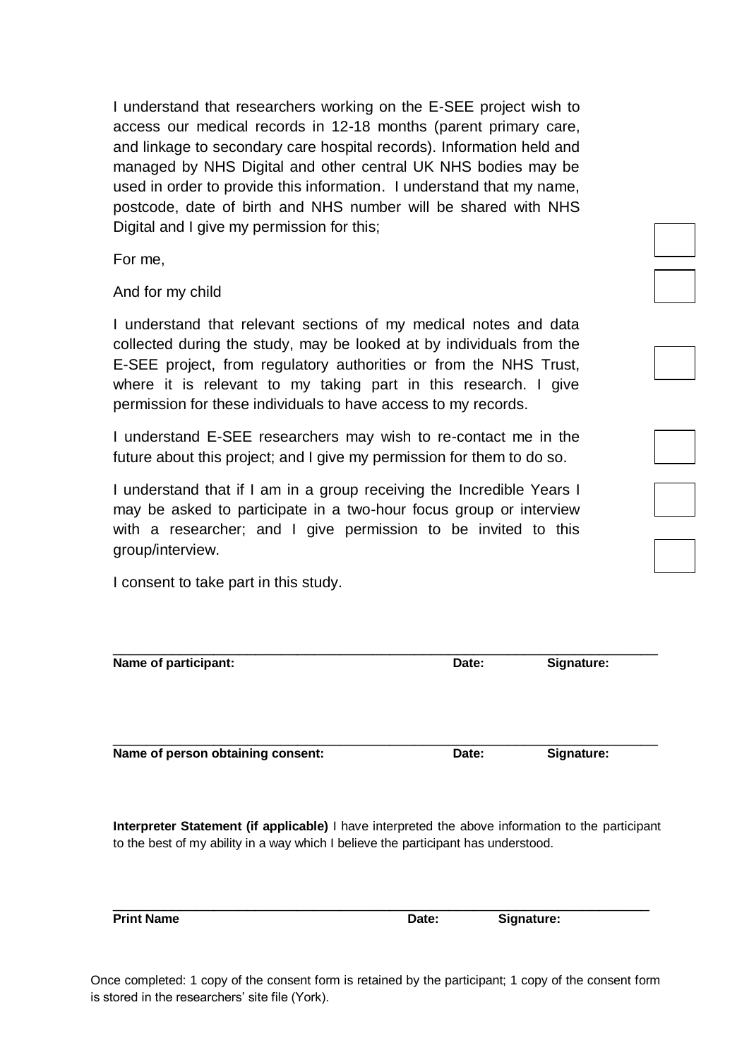I understand that researchers working on the E-SEE project wish to access our medical records in 12-18 months (parent primary care, and linkage to secondary care hospital records). Information held and managed by NHS Digital and other central UK NHS bodies may be used in order to provide this information. I understand that my name, postcode, date of birth and NHS number will be shared with NHS Digital and I give my permission for this;

For me, ☐

And for my child ☐

I understand that relevant sections of my medical notes and data collected during the study, may be looked at by individuals from the E-SEE project, from regulatory authorities or from the NHS Trust, where it is relevant to my taking part in this research. I give permission for these individuals to have access to my records. ☐

I understand E-SEE researchers may wish to re-contact me in the future about this project; and I give my permission for them to do so. ☐

I understand that if I am in a group receiving the Incredible Years I may be asked to participate in a two-hour focus group or interview with a researcher; and I give permission to be invited to this group/interview. ☐

I consent to take part in this study. ☐

\_\_\_\_\_\_\_\_\_\_\_\_\_\_\_\_\_\_\_\_\_\_\_\_\_\_\_\_\_\_\_\_\_\_\_\_\_\_\_\_\_\_\_\_\_\_\_\_\_\_\_\_\_\_\_\_\_\_\_\_\_\_\_\_\_\_\_\_\_\_

**Name of participant:** **Date:** **Signature:**

\_\_\_\_\_\_\_\_\_\_\_\_\_\_\_\_\_\_\_\_\_\_\_\_\_\_\_\_\_\_\_\_\_\_\_\_\_\_\_\_\_\_\_\_\_\_\_\_\_\_\_\_\_\_\_\_\_\_\_\_\_\_\_\_\_\_\_\_\_\_

**Name of person obtaining consent:** **Date:** **Signature:**

**Interpreter Statement (if applicable)** I have interpreted the above information to the participant to the best of my ability in a way which I believe the participant has understood.

\_\_\_\_\_\_\_\_\_\_\_\_\_\_\_\_\_\_\_\_\_\_\_\_\_\_\_\_\_\_\_\_\_\_\_\_\_\_\_\_\_\_\_\_\_\_\_\_\_\_\_\_\_\_\_\_\_\_\_\_\_\_\_\_\_\_\_\_\_\_

**Print Name** **Date:** **Signature:**

Once completed: 1 copy of the consent form is retained by the participant; 1 copy of the consent form is stored in the researchers' site file (York).